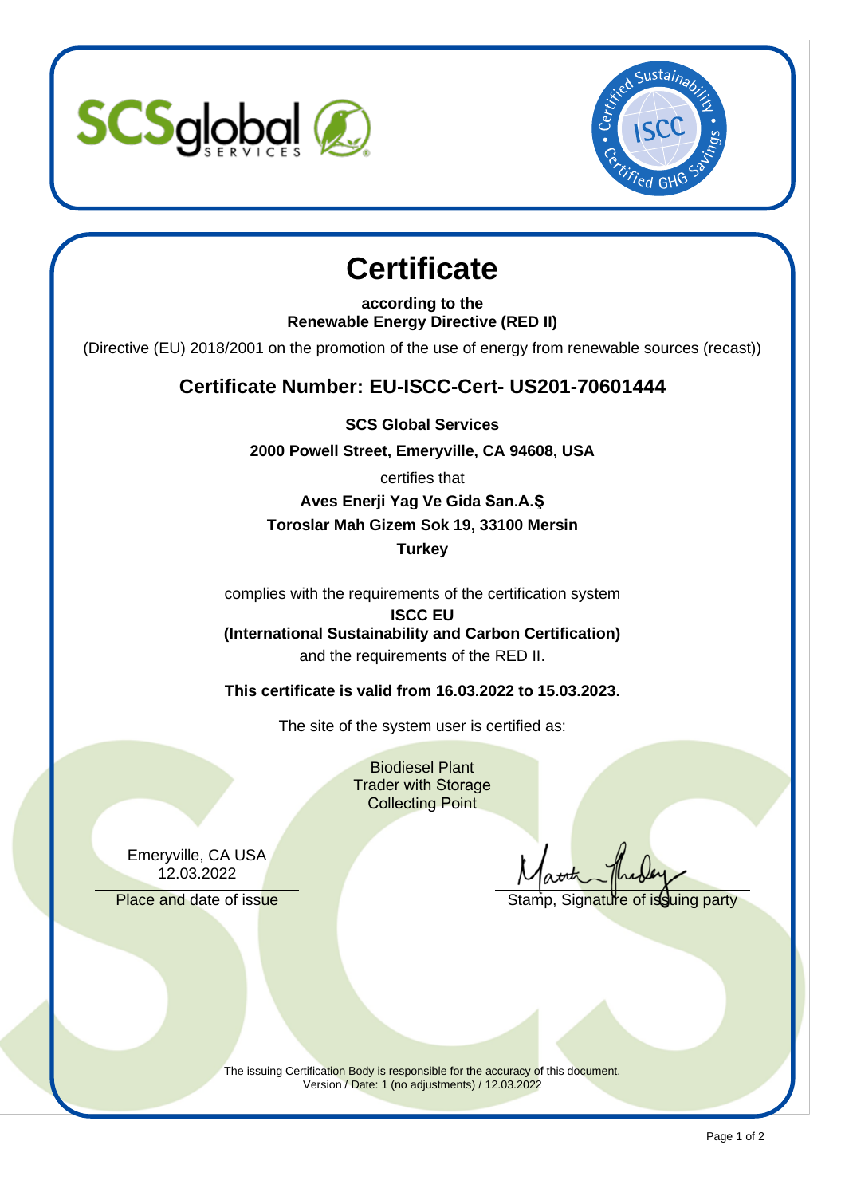# Certificate

**according to the**
**Renewable Energy Directive (RED II)**

(Directive (EU) 2018/2001 on the promotion of the use of energy from renewable sources (recast))

## Certificate Number: EU-ISCC-Cert- US201-70601444

**SCS Global Services**

**2000 Powell Street, Emeryville, CA 94608, USA**

certifies that

**Aves Enerji Yag Ve Gida San.A.Ş**
**Toroslar Mah Gizem Sok 19, 33100 Mersin**
**Turkey**

complies with the requirements of the certification system
**ISCC EU**
**(International Sustainability and Carbon Certification)**
and the requirements of the RED II.

**This certificate is valid from 16.03.2022 to 15.03.2023.**

The site of the system user is certified as:

Biodiesel Plant
Trader with Storage
Collecting Point

Emeryville, CA USA
12.03.2022

Place and date of issue

Stamp, Signature of issuing party

The issuing Certification Body is responsible for the accuracy of this document.
Version / Date: 1 (no adjustments) / 12.03.2022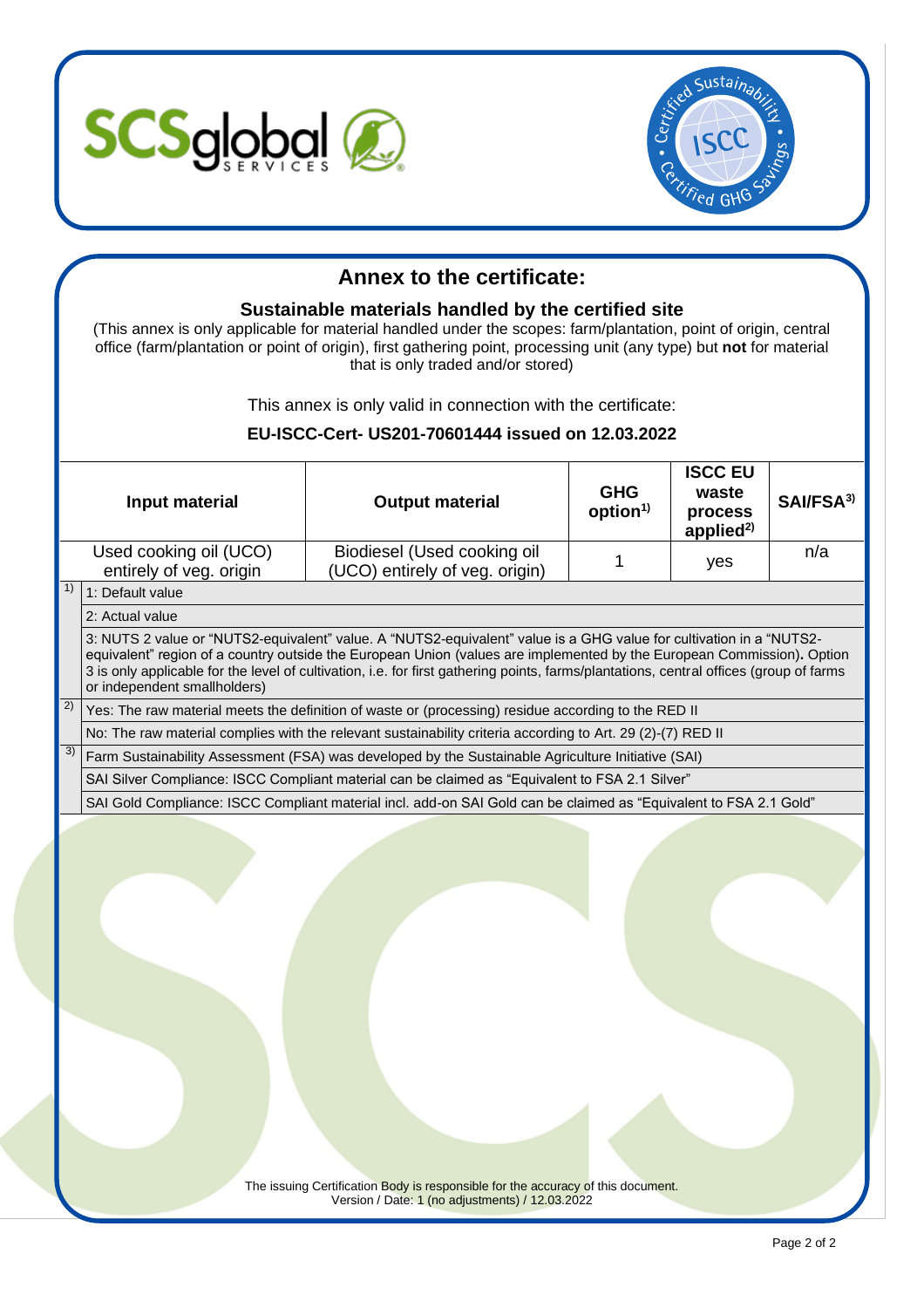## Annex to the certificate:

### Sustainable materials handled by the certified site

(This annex is only applicable for material handled under the scopes: farm/plantation, point of origin, central office (farm/plantation or point of origin), first gathering point, processing unit (any type) but **not** for material that is only traded and/or stored)

This annex is only valid in connection with the certificate:

**EU-ISCC-Cert- US201-70601444 issued on 12.03.2022**

| Input material | Output material | GHG option[1] | ISCC EU waste process applied[2] | SAI/FSA[3] |
|---|---|---|---|---|
| Used cooking oil (UCO) entirely of veg. origin | Biodiesel (Used cooking oil (UCO) entirely of veg. origin) | 1 | yes | n/a |

1) 1: Default value

2: Actual value

3: NUTS 2 value or "NUTS2-equivalent" value. A "NUTS2-equivalent" value is a GHG value for cultivation in a "NUTS2-equivalent" region of a country outside the European Union (values are implemented by the European Commission)**.** Option 3 is only applicable for the level of cultivation, i.e. for first gathering points, farms/plantations, central offices (group of farms or independent smallholders)

2) Yes: The raw material meets the definition of waste or (processing) residue according to the RED II

No: The raw material complies with the relevant sustainability criteria according to Art. 29 (2)-(7) RED II

3) Farm Sustainability Assessment (FSA) was developed by the Sustainable Agriculture Initiative (SAI)

SAI Silver Compliance: ISCC Compliant material can be claimed as "Equivalent to FSA 2.1 Silver"

SAI Gold Compliance: ISCC Compliant material incl. add-on SAI Gold can be claimed as "Equivalent to FSA 2.1 Gold"

The issuing Certification Body is responsible for the accuracy of this document.
Version / Date: 1 (no adjustments) / 12.03.2022